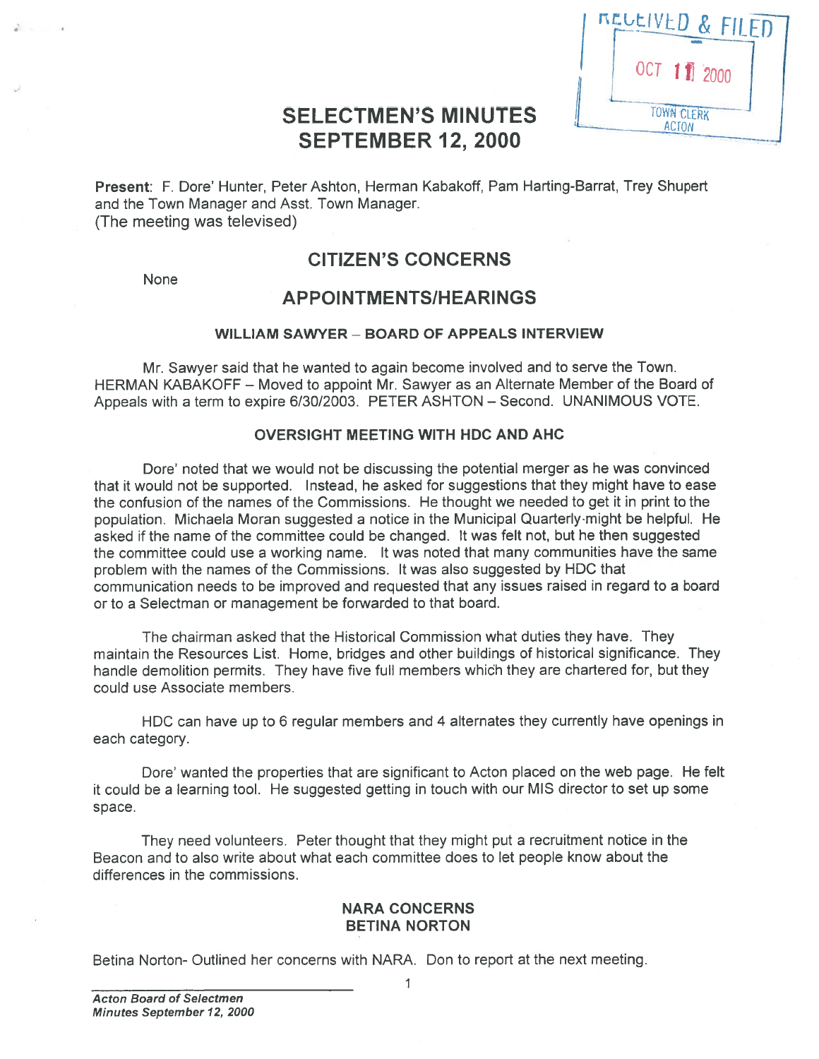RECEIVED & FILED
OCT 11 2000
TOWN CLERK
ACTON

# SELECTMEN'S MINUTES
# SEPTEMBER 12, 2000

**Present**: F. Dore' Hunter, Peter Ashton, Herman Kabakoff, Pam Harting-Barrat, Trey Shupert and the Town Manager and Asst. Town Manager.
(The meeting was televised)

## CITIZEN'S CONCERNS

None

## APPOINTMENTS/HEARINGS

### WILLIAM SAWYER – BOARD OF APPEALS INTERVIEW

Mr. Sawyer said that he wanted to again become involved and to serve the Town. HERMAN KABAKOFF – Moved to appoint Mr. Sawyer as an Alternate Member of the Board of Appeals with a term to expire 6/30/2003. PETER ASHTON – Second. UNANIMOUS VOTE.

### OVERSIGHT MEETING WITH HDC AND AHC

Dore' noted that we would not be discussing the potential merger as he was convinced that it would not be supported. Instead, he asked for suggestions that they might have to ease the confusion of the names of the Commissions. He thought we needed to get it in print to the population. Michaela Moran suggested a notice in the Municipal Quarterly might be helpful. He asked if the name of the committee could be changed. It was felt not, but he then suggested the committee could use a working name. It was noted that many communities have the same problem with the names of the Commissions. It was also suggested by HDC that communication needs to be improved and requested that any issues raised in regard to a board or to a Selectman or management be forwarded to that board.

The chairman asked that the Historical Commission what duties they have. They maintain the Resources List. Home, bridges and other buildings of historical significance. They handle demolition permits. They have five full members which they are chartered for, but they could use Associate members.

HDC can have up to 6 regular members and 4 alternates they currently have openings in each category.

Dore' wanted the properties that are significant to Acton placed on the web page. He felt it could be a learning tool. He suggested getting in touch with our MIS director to set up some space.

They need volunteers. Peter thought that they might put a recruitment notice in the Beacon and to also write about what each committee does to let people know about the differences in the commissions.

### NARA CONCERNS
### BETINA NORTON

Betina Norton- Outlined her concerns with NARA. Don to report at the next meeting.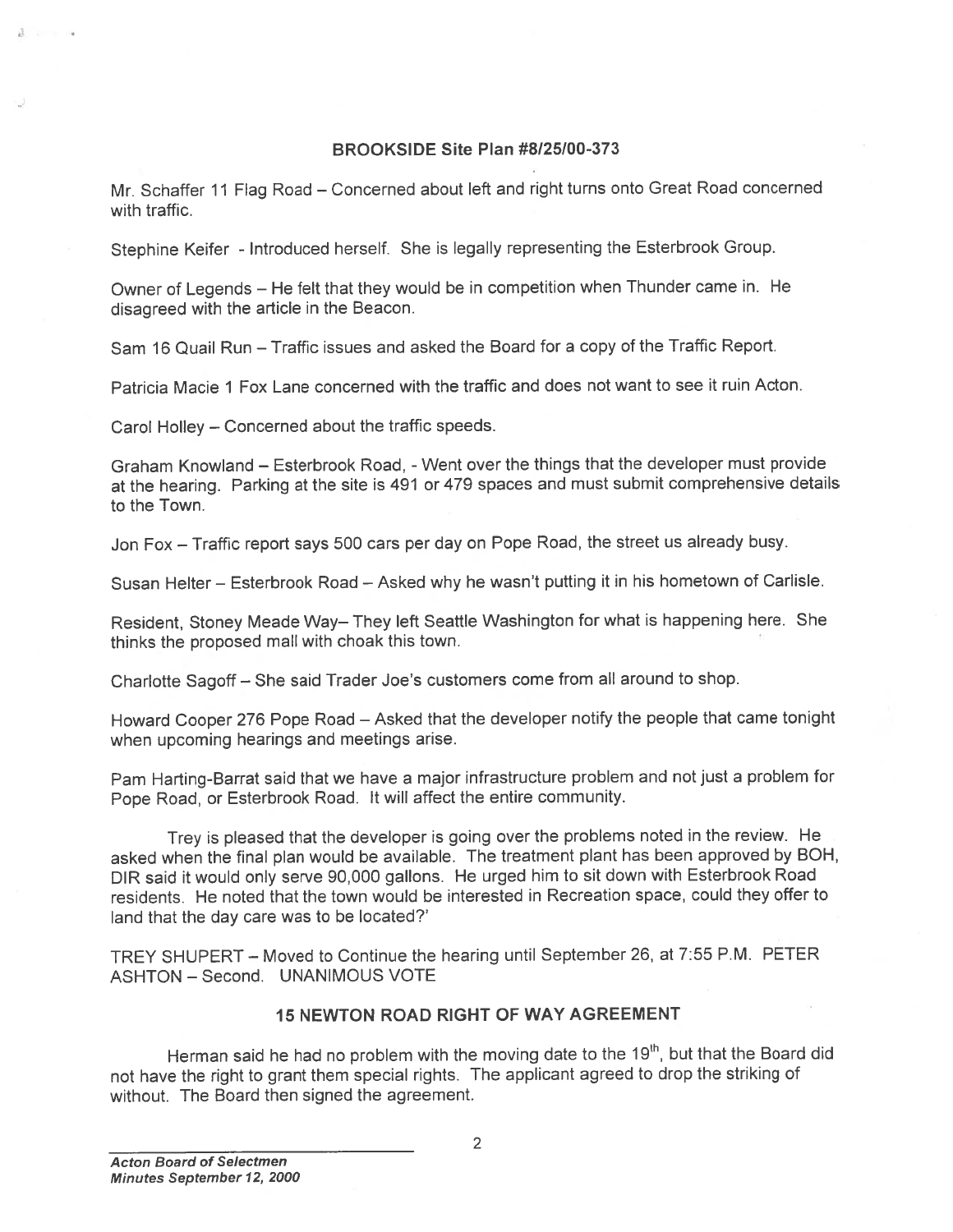### BROOKSIDE Site Plan #8/25/00-373

Mr. Schaffer 11 Flag Road – Concerned about left and right turns onto Great Road concerned with traffic.

Stephine Keifer - Introduced herself. She is legally representing the Esterbrook Group.

Owner of Legends – He felt that they would be in competition when Thunder came in. He disagreed with the article in the Beacon.

Sam 16 Quail Run – Traffic issues and asked the Board for a copy of the Traffic Report.

Patricia Macie 1 Fox Lane concerned with the traffic and does not want to see it ruin Acton.

Carol Holley – Concerned about the traffic speeds.

Graham Knowland – Esterbrook Road, - Went over the things that the developer must provide at the hearing. Parking at the site is 491 or 479 spaces and must submit comprehensive details to the Town.

Jon Fox – Traffic report says 500 cars per day on Pope Road, the street us already busy.

Susan Helter – Esterbrook Road – Asked why he wasn't putting it in his hometown of Carlisle.

Resident, Stoney Meade Way– They left Seattle Washington for what is happening here. She thinks the proposed mall with choak this town.

Charlotte Sagoff – She said Trader Joe's customers come from all around to shop.

Howard Cooper 276 Pope Road – Asked that the developer notify the people that came tonight when upcoming hearings and meetings arise.

Pam Harting-Barrat said that we have a major infrastructure problem and not just a problem for Pope Road, or Esterbrook Road. It will affect the entire community.

Trey is pleased that the developer is going over the problems noted in the review. He asked when the final plan would be available. The treatment plant has been approved by BOH, DIR said it would only serve 90,000 gallons. He urged him to sit down with Esterbrook Road residents. He noted that the town would be interested in Recreation space, could they offer to land that the day care was to be located?'

TREY SHUPERT – Moved to Continue the hearing until September 26, at 7:55 P.M. PETER ASHTON – Second. UNANIMOUS VOTE

### 15 NEWTON ROAD RIGHT OF WAY AGREEMENT

Herman said he had no problem with the moving date to the 19th, but that the Board did not have the right to grant them special rights. The applicant agreed to drop the striking of without. The Board then signed the agreement.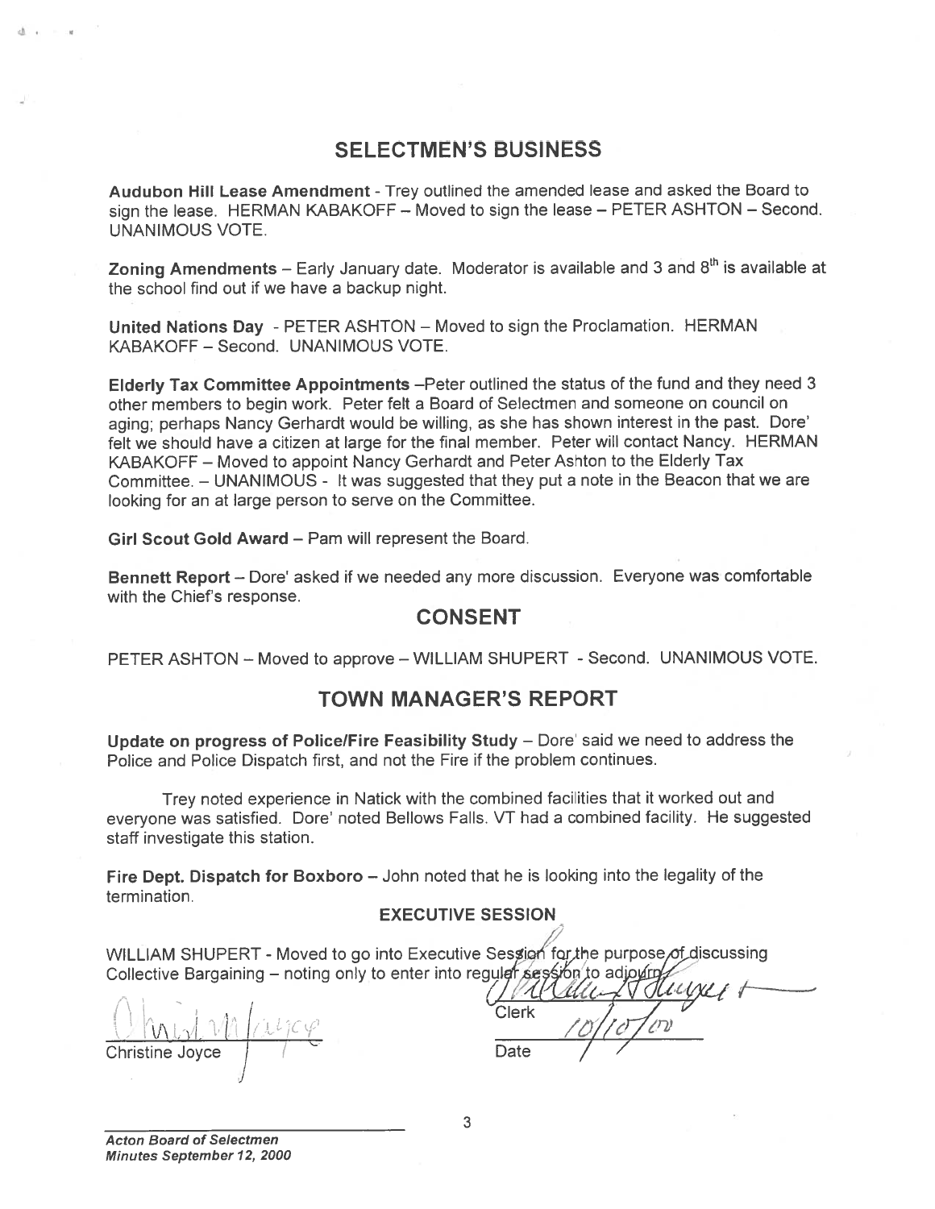## SELECTMEN'S BUSINESS

**Audubon Hill Lease Amendment** - Trey outlined the amended lease and asked the Board to sign the lease. HERMAN KABAKOFF – Moved to sign the lease – PETER ASHTON – Second. UNANIMOUS VOTE.

**Zoning Amendments** – Early January date. Moderator is available and 3 and 8th is available at the school find out if we have a backup night.

**United Nations Day** - PETER ASHTON – Moved to sign the Proclamation. HERMAN KABAKOFF – Second. UNANIMOUS VOTE.

**Elderly Tax Committee Appointments** –Peter outlined the status of the fund and they need 3 other members to begin work. Peter felt a Board of Selectmen and someone on council on aging; perhaps Nancy Gerhardt would be willing, as she has shown interest in the past. Dore' felt we should have a citizen at large for the final member. Peter will contact Nancy. HERMAN KABAKOFF – Moved to appoint Nancy Gerhardt and Peter Ashton to the Elderly Tax Committee. – UNANIMOUS - It was suggested that they put a note in the Beacon that we are looking for an at large person to serve on the Committee.

**Girl Scout Gold Award** – Pam will represent the Board.

**Bennett Report** – Dore' asked if we needed any more discussion. Everyone was comfortable with the Chief's response.

## CONSENT

PETER ASHTON – Moved to approve – WILLIAM SHUPERT - Second. UNANIMOUS VOTE.

## TOWN MANAGER'S REPORT

**Update on progress of Police/Fire Feasibility Study** – Dore' said we need to address the Police and Police Dispatch first, and not the Fire if the problem continues.

Trey noted experience in Natick with the combined facilities that it worked out and everyone was satisfied. Dore' noted Bellows Falls. VT had a combined facility. He suggested staff investigate this station.

**Fire Dept. Dispatch for Boxboro** – John noted that he is looking into the legality of the termination.

### EXECUTIVE SESSION

WILLIAM SHUPERT - Moved to go into Executive Session for the purpose of discussing Collective Bargaining – noting only to enter into regular session to adjourn.

Christine Joyce

Clerk

Date 10/10/00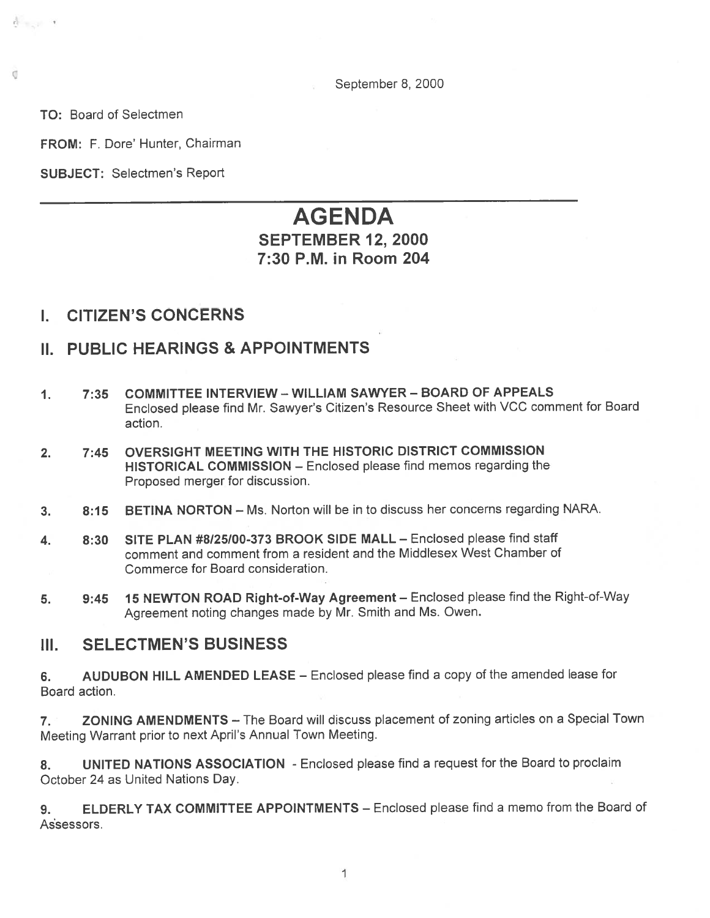September 8, 2000

**TO:** Board of Selectmen

**FROM:** F. Dore' Hunter, Chairman

**SUBJECT:** Selectmen's Report

---

# AGENDA

## SEPTEMBER 12, 2000
## 7:30 P.M. in Room 204

## I. CITIZEN'S CONCERNS

## II. PUBLIC HEARINGS & APPOINTMENTS

1. **7:35 COMMITTEE INTERVIEW – WILLIAM SAWYER – BOARD OF APPEALS** Enclosed please find Mr. Sawyer's Citizen's Resource Sheet with VCC comment for Board action.

2. **7:45 OVERSIGHT MEETING WITH THE HISTORIC DISTRICT COMMISSION HISTORICAL COMMISSION** – Enclosed please find memos regarding the Proposed merger for discussion.

3. **8:15 BETINA NORTON** – Ms. Norton will be in to discuss her concerns regarding NARA.

4. **8:30 SITE PLAN #8/25/00-373 BROOK SIDE MALL** – Enclosed please find staff comment and comment from a resident and the Middlesex West Chamber of Commerce for Board consideration.

5. **9:45 15 NEWTON ROAD Right-of-Way Agreement** – Enclosed please find the Right-of-Way Agreement noting changes made by Mr. Smith and Ms. Owen.

## III. SELECTMEN'S BUSINESS

6. **AUDUBON HILL AMENDED LEASE** – Enclosed please find a copy of the amended lease for Board action.

7. **ZONING AMENDMENTS** – The Board will discuss placement of zoning articles on a Special Town Meeting Warrant prior to next April's Annual Town Meeting.

8. **UNITED NATIONS ASSOCIATION** - Enclosed please find a request for the Board to proclaim October 24 as United Nations Day.

9. **ELDERLY TAX COMMITTEE APPOINTMENTS** – Enclosed please find a memo from the Board of Assessors.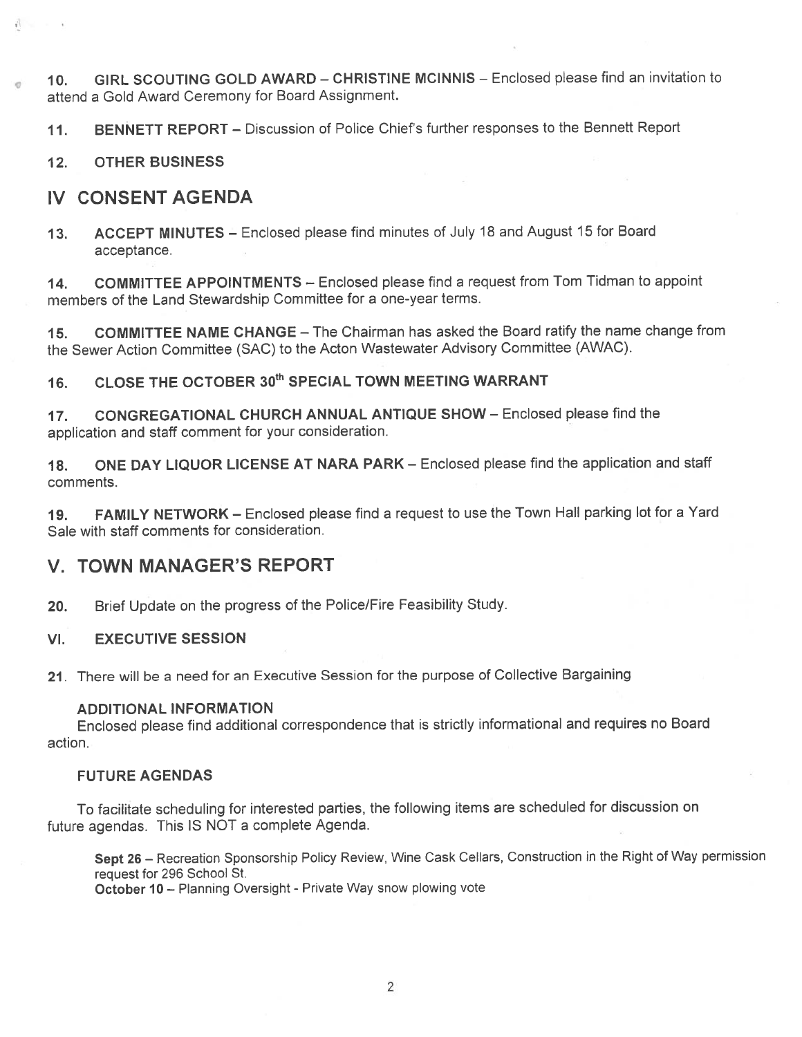10. **GIRL SCOUTING GOLD AWARD – CHRISTINE MCINNIS** – Enclosed please find an invitation to attend a Gold Award Ceremony for Board Assignment.

11. **BENNETT REPORT** – Discussion of Police Chief's further responses to the Bennett Report

12. **OTHER BUSINESS**

## IV CONSENT AGENDA

13. **ACCEPT MINUTES** – Enclosed please find minutes of July 18 and August 15 for Board acceptance.

14. **COMMITTEE APPOINTMENTS** – Enclosed please find a request from Tom Tidman to appoint members of the Land Stewardship Committee for a one-year terms.

15. **COMMITTEE NAME CHANGE** – The Chairman has asked the Board ratify the name change from the Sewer Action Committee (SAC) to the Acton Wastewater Advisory Committee (AWAC).

16. **CLOSE THE OCTOBER 30th SPECIAL TOWN MEETING WARRANT**

17. **CONGREGATIONAL CHURCH ANNUAL ANTIQUE SHOW** – Enclosed please find the application and staff comment for your consideration.

18. **ONE DAY LIQUOR LICENSE AT NARA PARK** – Enclosed please find the application and staff comments.

19. **FAMILY NETWORK** – Enclosed please find a request to use the Town Hall parking lot for a Yard Sale with staff comments for consideration.

## V. TOWN MANAGER'S REPORT

20. Brief Update on the progress of the Police/Fire Feasibility Study.

## VI. EXECUTIVE SESSION

21. There will be a need for an Executive Session for the purpose of Collective Bargaining

### ADDITIONAL INFORMATION

Enclosed please find additional correspondence that is strictly informational and requires no Board action.

### FUTURE AGENDAS

To facilitate scheduling for interested parties, the following items are scheduled for discussion on future agendas. This IS NOT a complete Agenda.

**Sept 26** – Recreation Sponsorship Policy Review, Wine Cask Cellars, Construction in the Right of Way permission request for 296 School St.
**October 10** – Planning Oversight - Private Way snow plowing vote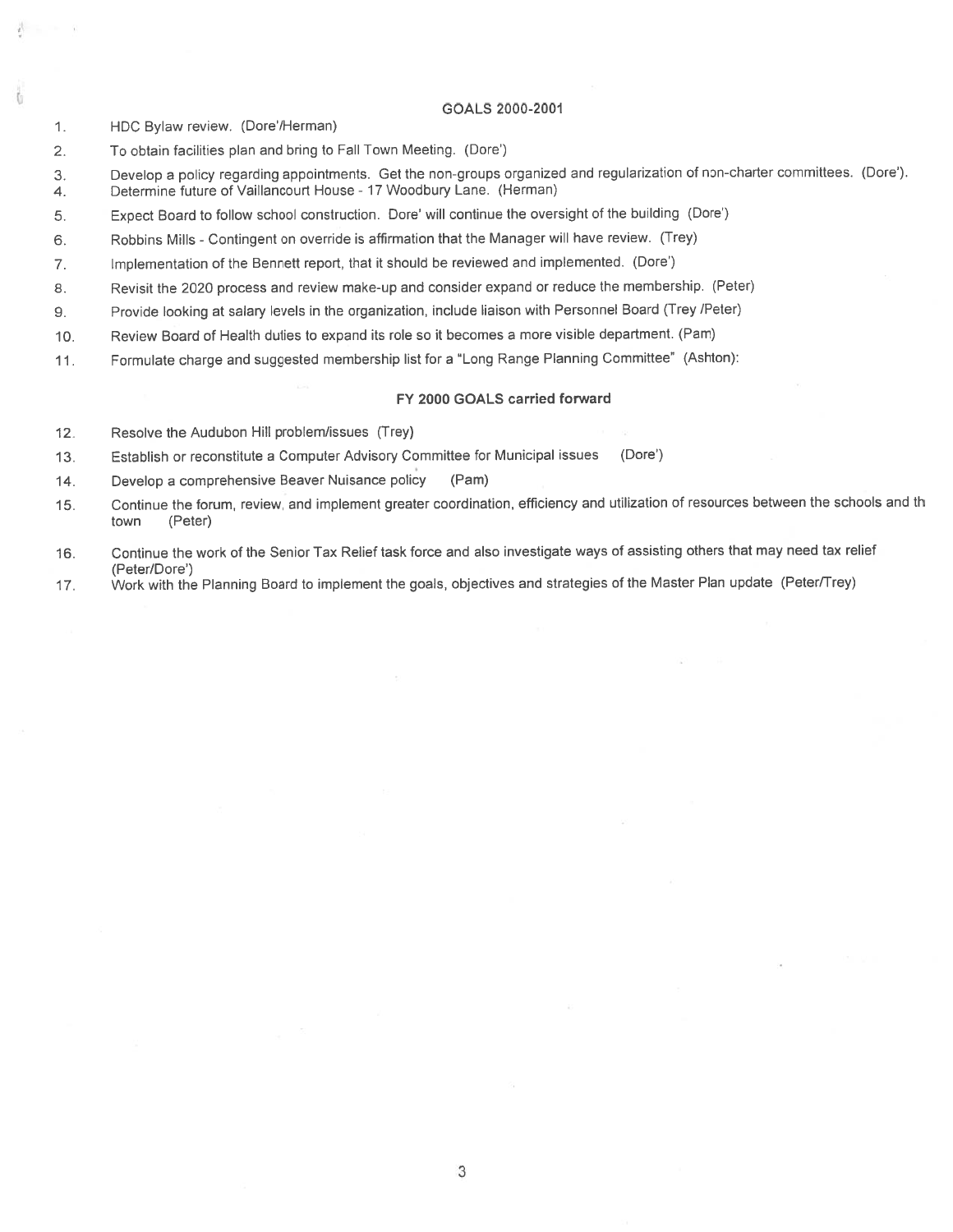## GOALS 2000-2001

1. HDC Bylaw review. (Dore'/Herman)
2. To obtain facilities plan and bring to Fall Town Meeting. (Dore')
3. Develop a policy regarding appointments. Get the non-groups organized and regularization of non-charter committees. (Dore').
4. Determine future of Vaillancourt House - 17 Woodbury Lane. (Herman)
5. Expect Board to follow school construction. Dore' will continue the oversight of the building (Dore')
6. Robbins Mills - Contingent on override is affirmation that the Manager will have review. (Trey)
7. Implementation of the Bennett report, that it should be reviewed and implemented. (Dore')
8. Revisit the 2020 process and review make-up and consider expand or reduce the membership. (Peter)
9. Provide looking at salary levels in the organization, include liaison with Personnel Board (Trey /Peter)
10. Review Board of Health duties to expand its role so it becomes a more visible department. (Pam)
11. Formulate charge and suggested membership list for a "Long Range Planning Committee" (Ashton):

## FY 2000 GOALS carried forward

12. Resolve the Audubon Hill problem/issues (Trey)
13. Establish or reconstitute a Computer Advisory Committee for Municipal issues (Dore')
14. Develop a comprehensive Beaver Nuisance policy (Pam)
15. Continue the forum, review, and implement greater coordination, efficiency and utilization of resources between the schools and th town (Peter)
16. Continue the work of the Senior Tax Relief task force and also investigate ways of assisting others that may need tax relief (Peter/Dore')
17. Work with the Planning Board to implement the goals, objectives and strategies of the Master Plan update (Peter/Trey)